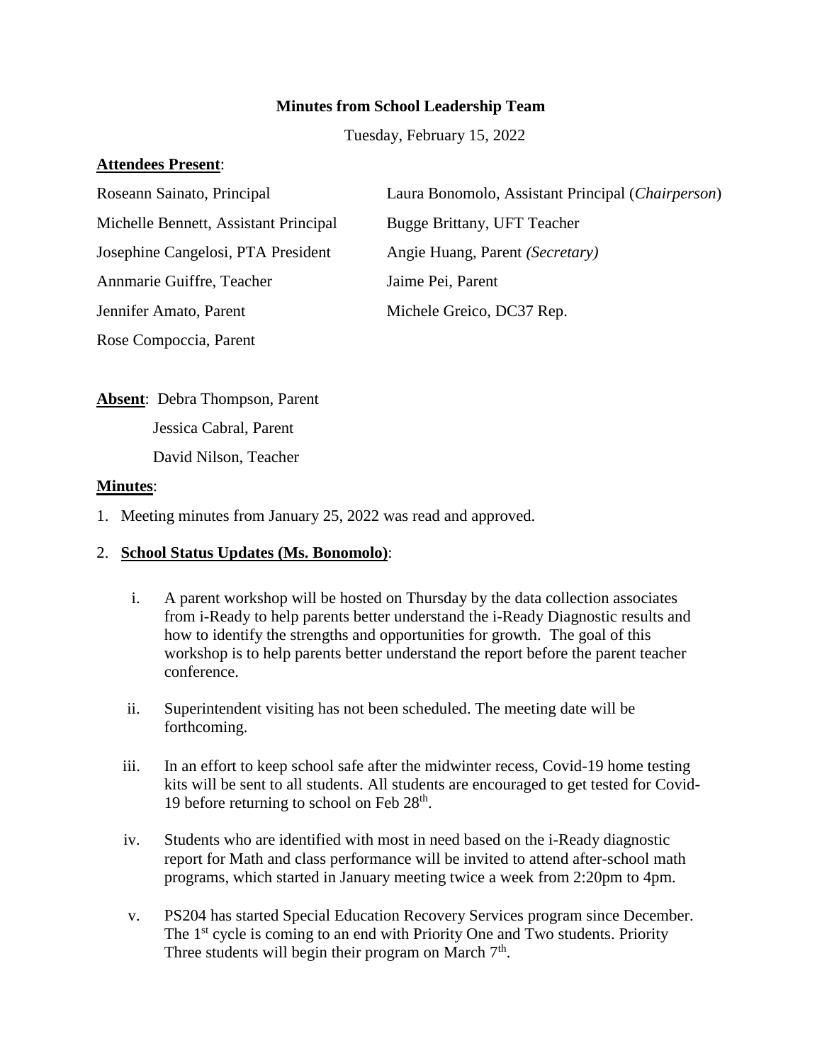**Minutes from School Leadership Team**

Tuesday, February 15, 2022

**Attendees Present**:

Roseann Sainato, Principal

Laura Bonomolo, Assistant Principal (*Chairperson*)

Michelle Bennett, Assistant Principal

Bugge Brittany, UFT Teacher

Josephine Cangelosi, PTA President

Angie Huang, Parent *(Secretary)*

Annmarie Guiffre, Teacher

Jaime Pei, Parent

Jennifer Amato, Parent

Michele Greico, DC37 Rep.

Rose Compoccia, Parent

**Absent**: Debra Thompson, Parent

Jessica Cabral, Parent

David Nilson, Teacher

**Minutes**:

1. Meeting minutes from January 25, 2022 was read and approved.

2. **School Status Updates (Ms. Bonomolo)**:

   i. A parent workshop will be hosted on Thursday by the data collection associates from i-Ready to help parents better understand the i-Ready Diagnostic results and how to identify the strengths and opportunities for growth. The goal of this workshop is to help parents better understand the report before the parent teacher conference.

   ii. Superintendent visiting has not been scheduled. The meeting date will be forthcoming.

   iii. In an effort to keep school safe after the midwinter recess, Covid-19 home testing kits will be sent to all students. All students are encouraged to get tested for Covid-19 before returning to school on Feb 28th.

   iv. Students who are identified with most in need based on the i-Ready diagnostic report for Math and class performance will be invited to attend after-school math programs, which started in January meeting twice a week from 2:20pm to 4pm.

   v. PS204 has started Special Education Recovery Services program since December. The 1st cycle is coming to an end with Priority One and Two students. Priority Three students will begin their program on March 7th.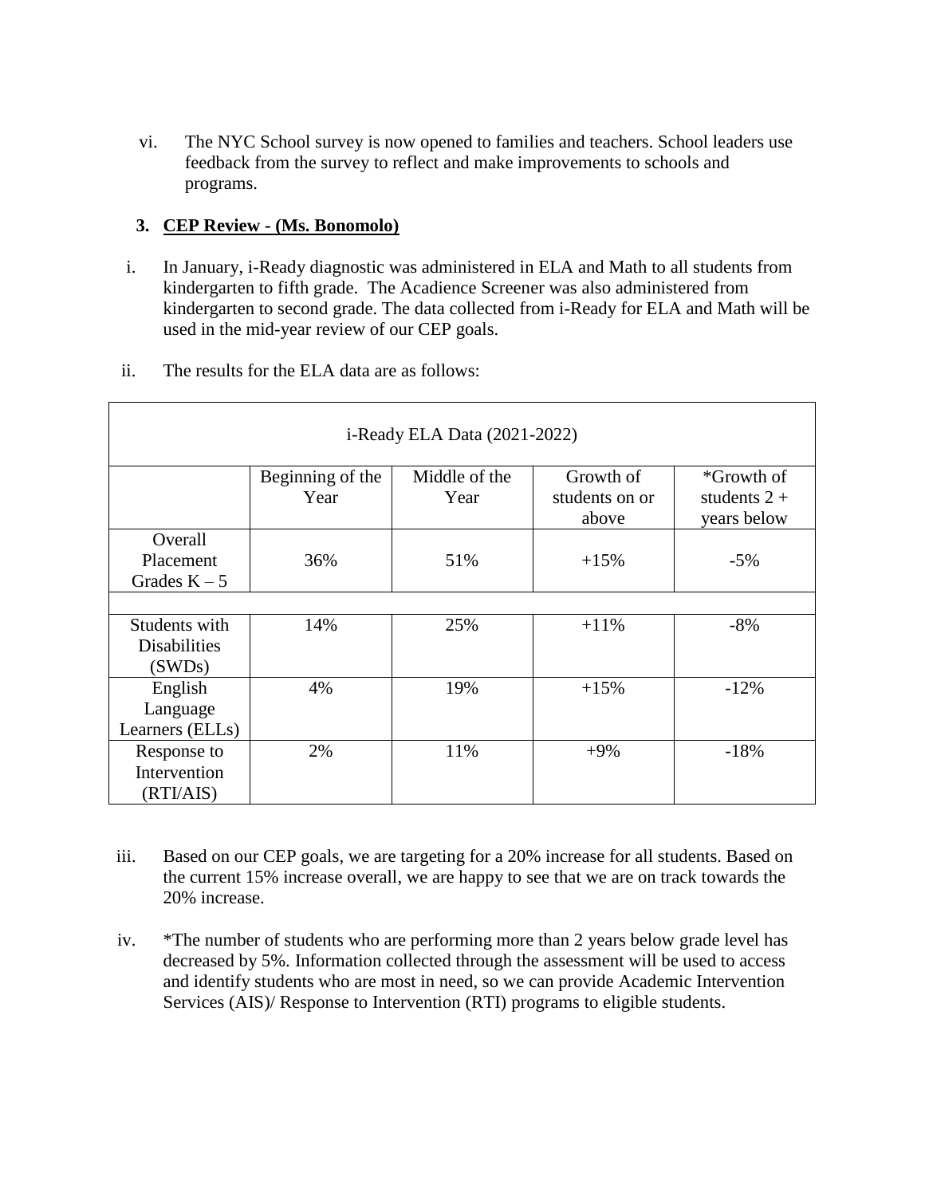vi. The NYC School survey is now opened to families and teachers. School leaders use feedback from the survey to reflect and make improvements to schools and programs.

### 3. CEP Review - (Ms. Bonomolo)

i. In January, i-Ready diagnostic was administered in ELA and Math to all students from kindergarten to fifth grade. The Acadience Screener was also administered from kindergarten to second grade. The data collected from i-Ready for ELA and Math will be used in the mid-year review of our CEP goals.

ii. The results for the ELA data are as follows:

| i-Ready ELA Data (2021-2022) | | | | |
|---|---|---|---|---|
| | Beginning of the Year | Middle of the Year | Growth of students on or above | *Growth of students 2 + years below |
| Overall Placement Grades K – 5 | 36% | 51% | +15% | -5% |
| | | | | |
| Students with Disabilities (SWDs) | 14% | 25% | +11% | -8% |
| English Language Learners (ELLs) | 4% | 19% | +15% | -12% |
| Response to Intervention (RTI/AIS) | 2% | 11% | +9% | -18% |

iii. Based on our CEP goals, we are targeting for a 20% increase for all students. Based on the current 15% increase overall, we are happy to see that we are on track towards the 20% increase.

iv. *The number of students who are performing more than 2 years below grade level has decreased by 5%. Information collected through the assessment will be used to access and identify students who are most in need, so we can provide Academic Intervention Services (AIS)/ Response to Intervention (RTI) programs to eligible students.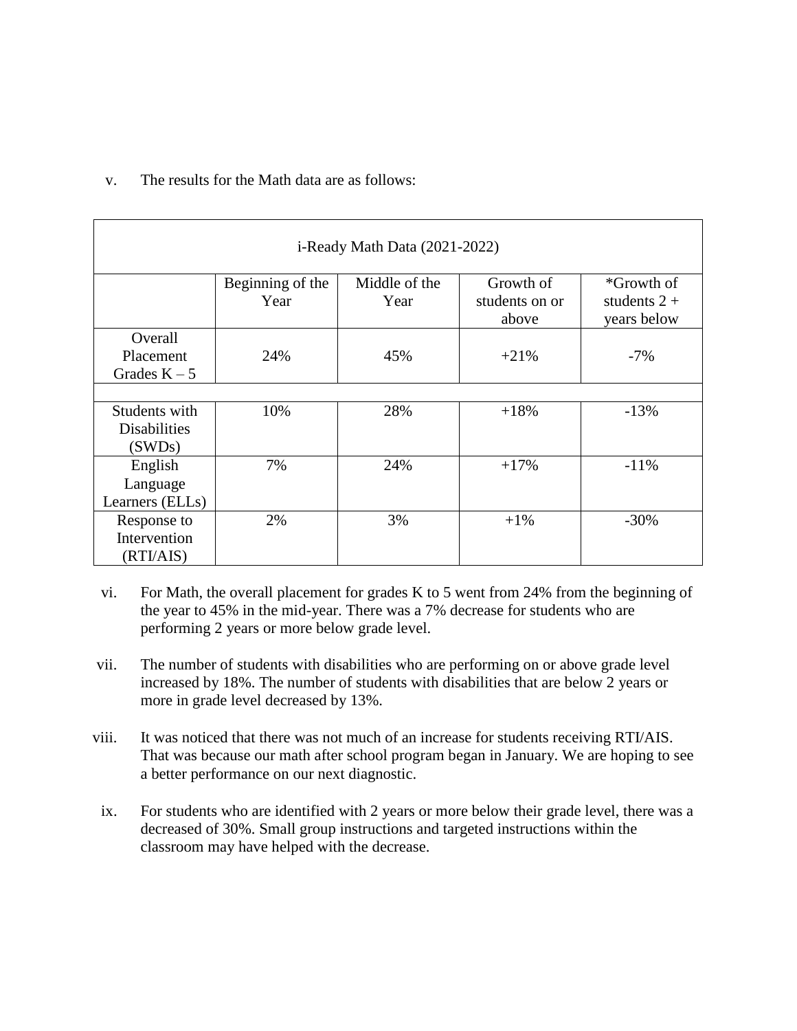v. The results for the Math data are as follows:

| i-Ready Math Data (2021-2022) | | | | |
|---|---|---|---|---|
| | Beginning of the Year | Middle of the Year | Growth of students on or above | *Growth of students 2 + years below |
| Overall Placement Grades K – 5 | 24% | 45% | +21% | -7% |
| | | | | |
| Students with Disabilities (SWDs) | 10% | 28% | +18% | -13% |
| English Language Learners (ELLs) | 7% | 24% | +17% | -11% |
| Response to Intervention (RTI/AIS) | 2% | 3% | +1% | -30% |

vi. For Math, the overall placement for grades K to 5 went from 24% from the beginning of the year to 45% in the mid-year. There was a 7% decrease for students who are performing 2 years or more below grade level.

vii. The number of students with disabilities who are performing on or above grade level increased by 18%. The number of students with disabilities that are below 2 years or more in grade level decreased by 13%.

viii. It was noticed that there was not much of an increase for students receiving RTI/AIS. That was because our math after school program began in January. We are hoping to see a better performance on our next diagnostic.

ix. For students who are identified with 2 years or more below their grade level, there was a decreased of 30%. Small group instructions and targeted instructions within the classroom may have helped with the decrease.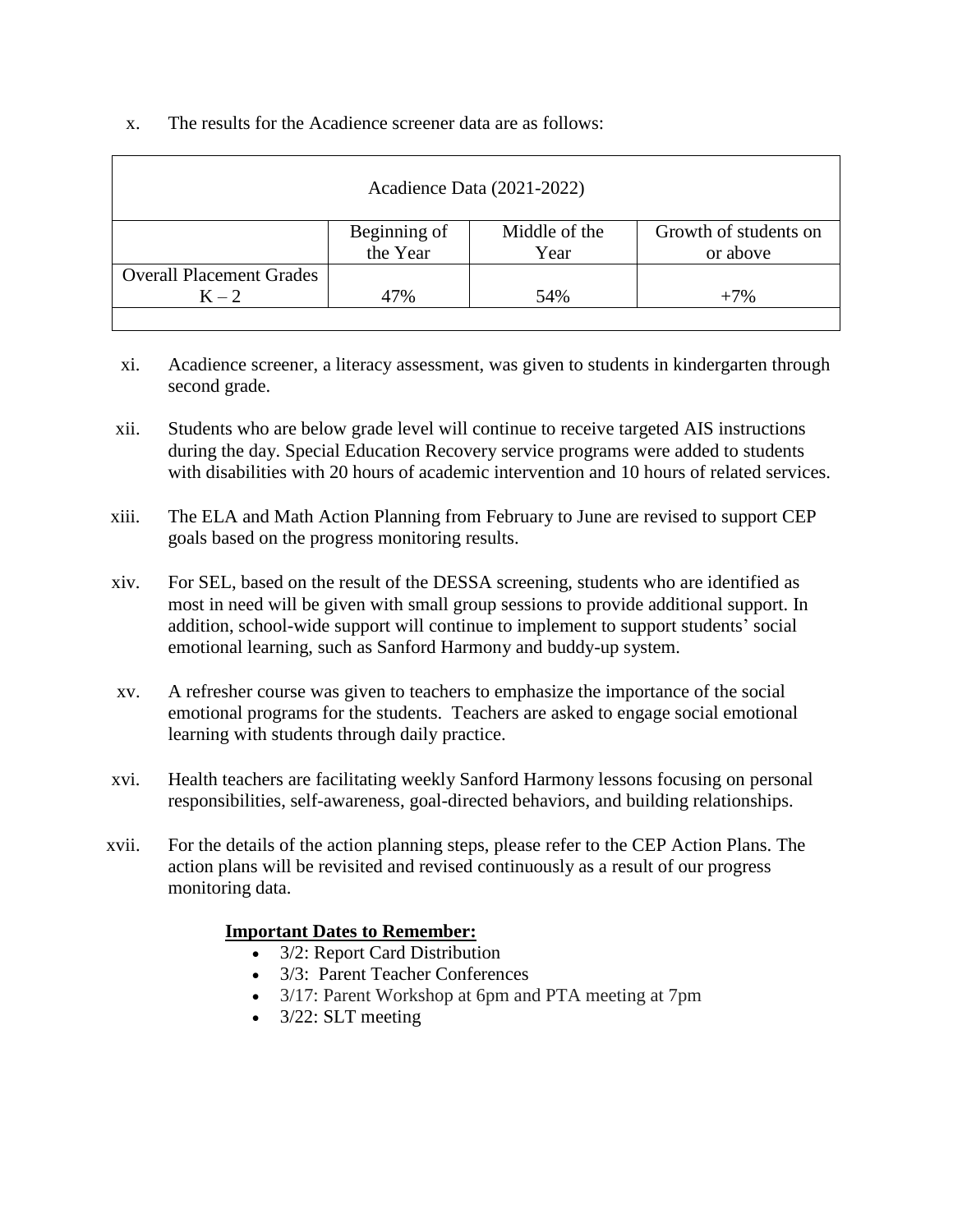x. The results for the Acadience screener data are as follows:

| Acadience Data (2021-2022) | | | |
|---|---|---|---|
| | Beginning of the Year | Middle of the Year | Growth of students on or above |
| Overall Placement Grades K – 2 | 47% | 54% | +7% |
| | | | |

xi. Acadience screener, a literacy assessment, was given to students in kindergarten through second grade.

xii. Students who are below grade level will continue to receive targeted AIS instructions during the day. Special Education Recovery service programs were added to students with disabilities with 20 hours of academic intervention and 10 hours of related services.

xiii. The ELA and Math Action Planning from February to June are revised to support CEP goals based on the progress monitoring results.

xiv. For SEL, based on the result of the DESSA screening, students who are identified as most in need will be given with small group sessions to provide additional support. In addition, school-wide support will continue to implement to support students' social emotional learning, such as Sanford Harmony and buddy-up system.

xv. A refresher course was given to teachers to emphasize the importance of the social emotional programs for the students. Teachers are asked to engage social emotional learning with students through daily practice.

xvi. Health teachers are facilitating weekly Sanford Harmony lessons focusing on personal responsibilities, self-awareness, goal-directed behaviors, and building relationships.

xvii. For the details of the action planning steps, please refer to the CEP Action Plans. The action plans will be revisited and revised continuously as a result of our progress monitoring data.

**Important Dates to Remember:**

- 3/2: Report Card Distribution
- 3/3: Parent Teacher Conferences
- 3/17: Parent Workshop at 6pm and PTA meeting at 7pm
- 3/22: SLT meeting